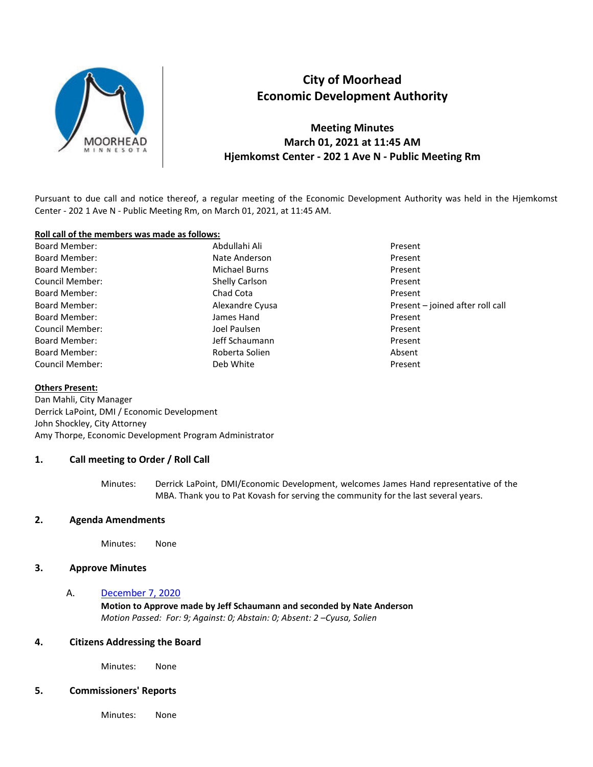# City of Moorhead
# Economic Development Authority

**Meeting Minutes**
**March 01, 2021 at 11:45 AM**
**Hjemkomst Center - 202 1 Ave N - Public Meeting Rm**

Pursuant to due call and notice thereof, a regular meeting of the Economic Development Authority was held in the Hjemkomst Center - 202 1 Ave N - Public Meeting Rm, on March 01, 2021, at 11:45 AM.

**Roll call of the members was made as follows:**

| | | |
|---|---|---|
| Board Member: | Abdullahi Ali | Present |
| Board Member: | Nate Anderson | Present |
| Board Member: | Michael Burns | Present |
| Council Member: | Shelly Carlson | Present |
| Board Member: | Chad Cota | Present |
| Board Member: | Alexandre Cyusa | Present – joined after roll call |
| Board Member: | James Hand | Present |
| Council Member: | Joel Paulsen | Present |
| Board Member: | Jeff Schaumann | Present |
| Board Member: | Roberta Solien | Absent |
| Council Member: | Deb White | Present |

**Others Present:**
Dan Mahli, City Manager
Derrick LaPoint, DMI / Economic Development
John Shockley, City Attorney
Amy Thorpe, Economic Development Program Administrator

## 1. Call meeting to Order / Roll Call

Minutes: Derrick LaPoint, DMI/Economic Development, welcomes James Hand representative of the MBA. Thank you to Pat Kovash for serving the community for the last several years.

## 2. Agenda Amendments

Minutes: None

## 3. Approve Minutes

A. December 7, 2020
**Motion to Approve made by Jeff Schaumann and seconded by Nate Anderson**
*Motion Passed: For: 9; Against: 0; Abstain: 0; Absent: 2 –Cyusa, Solien*

## 4. Citizens Addressing the Board

Minutes: None

## 5. Commissioners' Reports

Minutes: None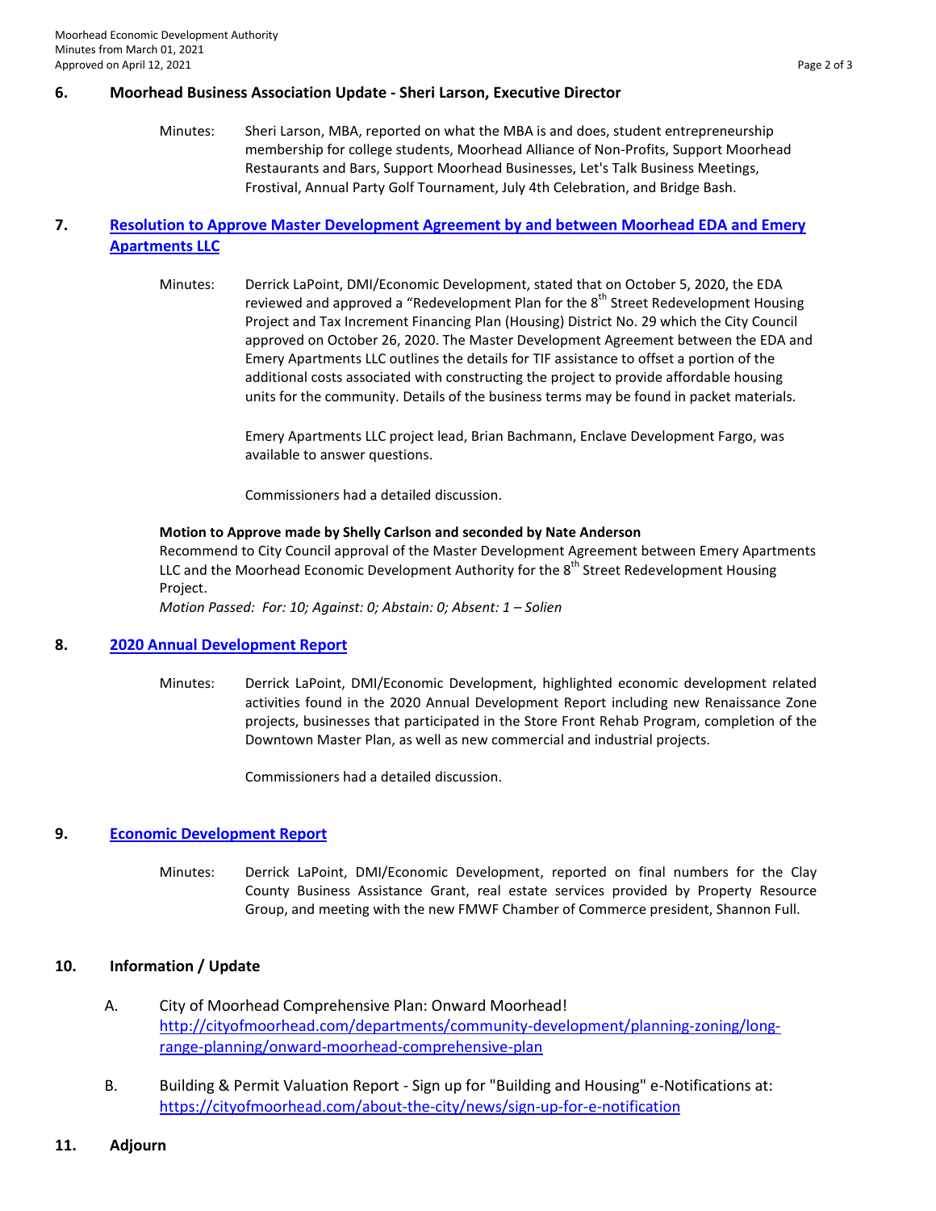## 6. Moorhead Business Association Update - Sheri Larson, Executive Director

Minutes: Sheri Larson, MBA, reported on what the MBA is and does, student entrepreneurship membership for college students, Moorhead Alliance of Non-Profits, Support Moorhead Restaurants and Bars, Support Moorhead Businesses, Let's Talk Business Meetings, Frostival, Annual Party Golf Tournament, July 4th Celebration, and Bridge Bash.

## 7. Resolution to Approve Master Development Agreement by and between Moorhead EDA and Emery Apartments LLC

Minutes: Derrick LaPoint, DMI/Economic Development, stated that on October 5, 2020, the EDA reviewed and approved a "Redevelopment Plan for the 8th Street Redevelopment Housing Project and Tax Increment Financing Plan (Housing) District No. 29 which the City Council approved on October 26, 2020. The Master Development Agreement between the EDA and Emery Apartments LLC outlines the details for TIF assistance to offset a portion of the additional costs associated with constructing the project to provide affordable housing units for the community. Details of the business terms may be found in packet materials.

Emery Apartments LLC project lead, Brian Bachmann, Enclave Development Fargo, was available to answer questions.

Commissioners had a detailed discussion.

**Motion to Approve made by Shelly Carlson and seconded by Nate Anderson**
Recommend to City Council approval of the Master Development Agreement between Emery Apartments LLC and the Moorhead Economic Development Authority for the 8th Street Redevelopment Housing Project.
*Motion Passed: For: 10; Against: 0; Abstain: 0; Absent: 1 – Solien*

## 8. 2020 Annual Development Report

Minutes: Derrick LaPoint, DMI/Economic Development, highlighted economic development related activities found in the 2020 Annual Development Report including new Renaissance Zone projects, businesses that participated in the Store Front Rehab Program, completion of the Downtown Master Plan, as well as new commercial and industrial projects.

Commissioners had a detailed discussion.

## 9. Economic Development Report

Minutes: Derrick LaPoint, DMI/Economic Development, reported on final numbers for the Clay County Business Assistance Grant, real estate services provided by Property Resource Group, and meeting with the new FMWF Chamber of Commerce president, Shannon Full.

## 10. Information / Update

A. City of Moorhead Comprehensive Plan: Onward Moorhead!
http://cityofmoorhead.com/departments/community-development/planning-zoning/long-range-planning/onward-moorhead-comprehensive-plan

B. Building & Permit Valuation Report - Sign up for "Building and Housing" e-Notifications at:
https://cityofmoorhead.com/about-the-city/news/sign-up-for-e-notification

## 11. Adjourn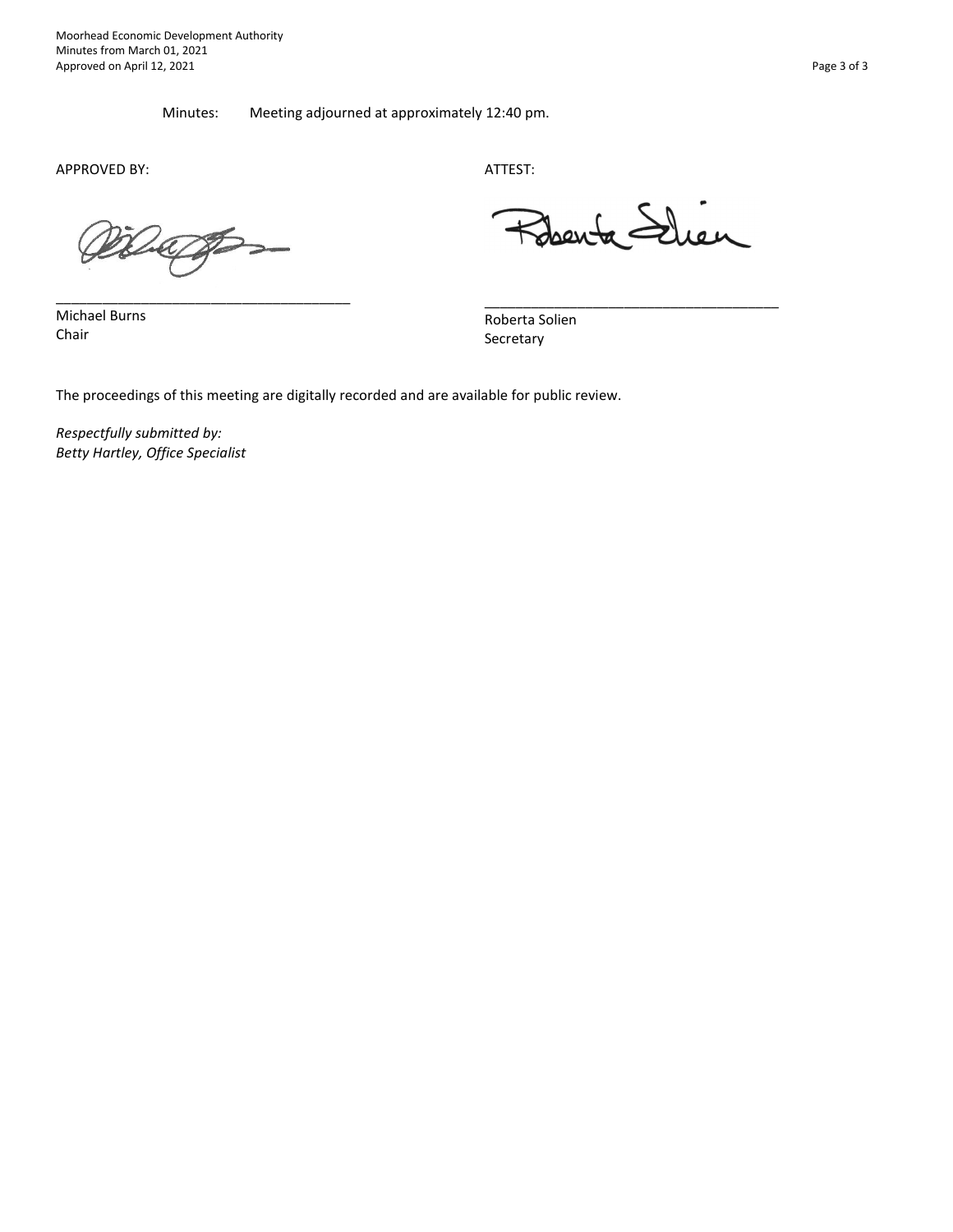Minutes: Meeting adjourned at approximately 12:40 pm.

APPROVED BY:

\_\_\_\_\_\_\_\_\_\_\_\_\_\_\_\_\_\_\_\_\_\_\_\_\_\_\_\_\_\_\_\_\_\_\_\_\_\_

Michael Burns
Chair

ATTEST:

\_\_\_\_\_\_\_\_\_\_\_\_\_\_\_\_\_\_\_\_\_\_\_\_\_\_\_\_\_\_\_\_\_\_\_\_\_\_

Roberta Solien
Secretary

The proceedings of this meeting are digitally recorded and are available for public review.

*Respectfully submitted by:*
*Betty Hartley, Office Specialist*